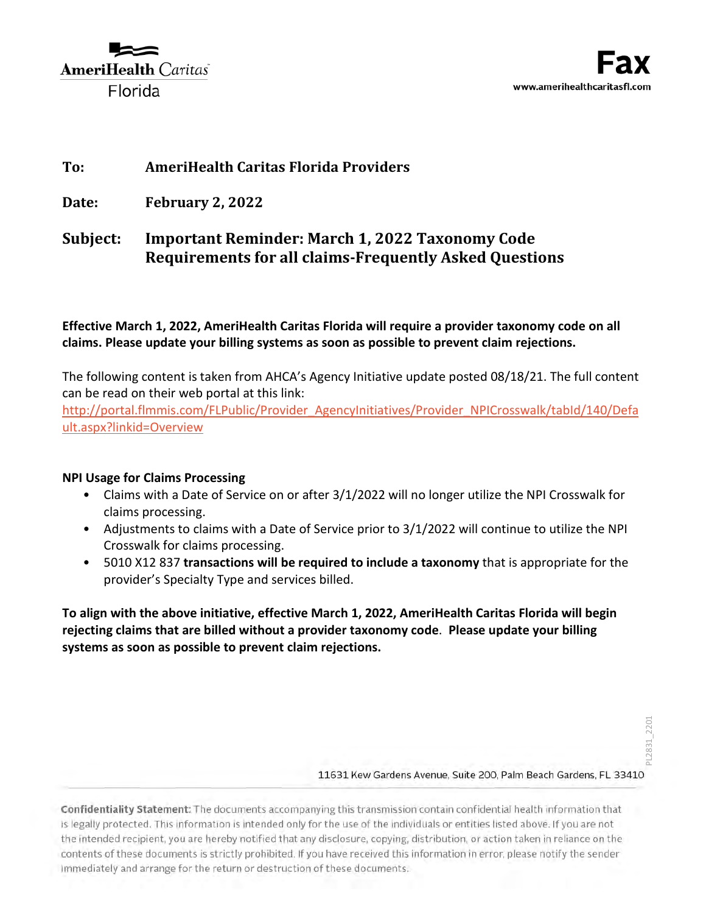AmeriHealth Caritas
Florida

# Fax

www.amerihealthcaritasfl.com

**To:** **AmeriHealth Caritas Florida Providers**

**Date:** **February 2, 2022**

**Subject:** **Important Reminder: March 1, 2022 Taxonomy Code Requirements for all claims-Frequently Asked Questions**

**Effective March 1, 2022, AmeriHealth Caritas Florida will require a provider taxonomy code on all claims. Please update your billing systems as soon as possible to prevent claim rejections.**

The following content is taken from AHCA's Agency Initiative update posted 08/18/21. The full content can be read on their web portal at this link:
http://portal.flmmis.com/FLPublic/Provider_AgencyInitiatives/Provider_NPICrosswalk/tabId/140/Default.aspx?linkid=Overview

**NPI Usage for Claims Processing**

- Claims with a Date of Service on or after 3/1/2022 will no longer utilize the NPI Crosswalk for claims processing.
- Adjustments to claims with a Date of Service prior to 3/1/2022 will continue to utilize the NPI Crosswalk for claims processing.
- 5010 X12 837 **transactions will be required to include a taxonomy** that is appropriate for the provider's Specialty Type and services billed.

**To align with the above initiative, effective March 1, 2022, AmeriHealth Caritas Florida will begin rejecting claims that are billed without a provider taxonomy code**. **Please update your billing systems as soon as possible to prevent claim rejections.**

PL2831_2201

11631 Kew Gardens Avenue, Suite 200, Palm Beach Gardens, FL 33410

**Confidentiality Statement:** The documents accompanying this transmission contain confidential health information that is legally protected. This information is intended only for the use of the individuals or entities listed above. If you are not the intended recipient, you are hereby notified that any disclosure, copying, distribution, or action taken in reliance on the contents of these documents is strictly prohibited. If you have received this information in error, please notify the sender immediately and arrange for the return or destruction of these documents.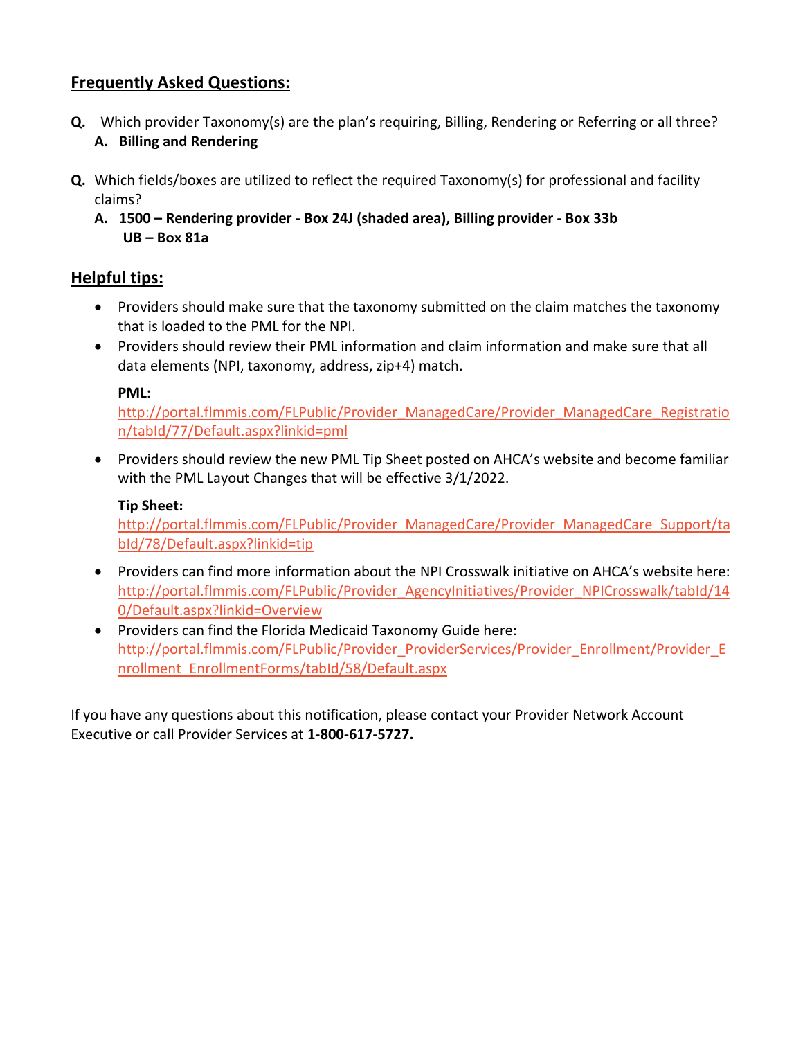## Frequently Asked Questions:

**Q.** Which provider Taxonomy(s) are the plan's requiring, Billing, Rendering or Referring or all three?

**A. Billing and Rendering**

**Q.** Which fields/boxes are utilized to reflect the required Taxonomy(s) for professional and facility claims?

**A. 1500 – Rendering provider - Box 24J (shaded area), Billing provider - Box 33b**
**UB – Box 81a**

## Helpful tips:

- Providers should make sure that the taxonomy submitted on the claim matches the taxonomy that is loaded to the PML for the NPI.
- Providers should review their PML information and claim information and make sure that all data elements (NPI, taxonomy, address, zip+4) match.

  **PML:**
  http://portal.flmmis.com/FLPublic/Provider_ManagedCare/Provider_ManagedCare_Registration/tabId/77/Default.aspx?linkid=pml

- Providers should review the new PML Tip Sheet posted on AHCA's website and become familiar with the PML Layout Changes that will be effective 3/1/2022.

  **Tip Sheet:**
  http://portal.flmmis.com/FLPublic/Provider_ManagedCare/Provider_ManagedCare_Support/tabId/78/Default.aspx?linkid=tip

- Providers can find more information about the NPI Crosswalk initiative on AHCA's website here: http://portal.flmmis.com/FLPublic/Provider_AgencyInitiatives/Provider_NPICrosswalk/tabId/140/Default.aspx?linkid=Overview
- Providers can find the Florida Medicaid Taxonomy Guide here: http://portal.flmmis.com/FLPublic/Provider_ProviderServices/Provider_Enrollment/Provider_Enrollment_EnrollmentForms/tabId/58/Default.aspx

If you have any questions about this notification, please contact your Provider Network Account Executive or call Provider Services at **1-800-617-5727.**